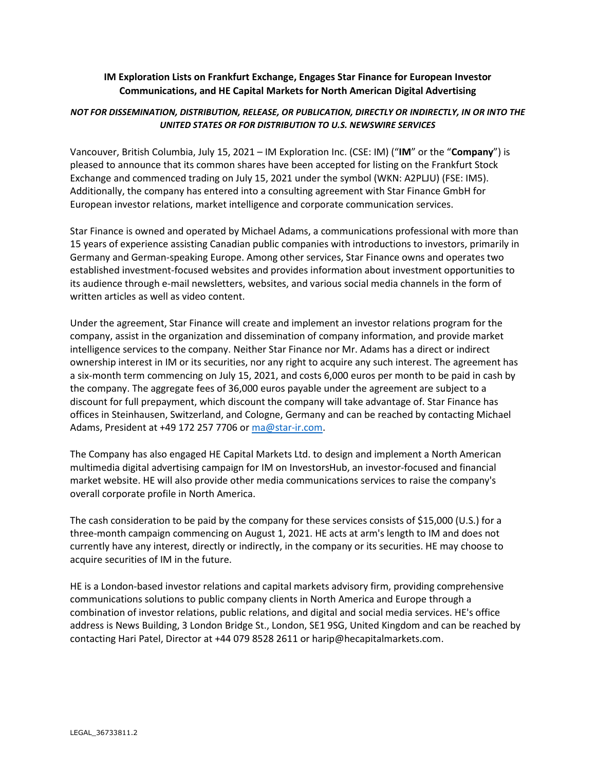**IM Exploration Lists on Frankfurt Exchange, Engages Star Finance for European Investor Communications, and HE Capital Markets for North American Digital Advertising**

***NOT FOR DISSEMINATION, DISTRIBUTION, RELEASE, OR PUBLICATION, DIRECTLY OR INDIRECTLY, IN OR INTO THE UNITED STATES OR FOR DISTRIBUTION TO U.S. NEWSWIRE SERVICES***

Vancouver, British Columbia, July 15, 2021 – IM Exploration Inc. (CSE: IM) ("**IM**" or the "**Company**") is pleased to announce that its common shares have been accepted for listing on the Frankfurt Stock Exchange and commenced trading on July 15, 2021 under the symbol (WKN: A2PLJU) (FSE: IM5). Additionally, the company has entered into a consulting agreement with Star Finance GmbH for European investor relations, market intelligence and corporate communication services.

Star Finance is owned and operated by Michael Adams, a communications professional with more than 15 years of experience assisting Canadian public companies with introductions to investors, primarily in Germany and German-speaking Europe. Among other services, Star Finance owns and operates two established investment-focused websites and provides information about investment opportunities to its audience through e-mail newsletters, websites, and various social media channels in the form of written articles as well as video content.

Under the agreement, Star Finance will create and implement an investor relations program for the company, assist in the organization and dissemination of company information, and provide market intelligence services to the company. Neither Star Finance nor Mr. Adams has a direct or indirect ownership interest in IM or its securities, nor any right to acquire any such interest. The agreement has a six-month term commencing on July 15, 2021, and costs 6,000 euros per month to be paid in cash by the company. The aggregate fees of 36,000 euros payable under the agreement are subject to a discount for full prepayment, which discount the company will take advantage of. Star Finance has offices in Steinhausen, Switzerland, and Cologne, Germany and can be reached by contacting Michael Adams, President at +49 172 257 7706 or ma@star-ir.com.

The Company has also engaged HE Capital Markets Ltd. to design and implement a North American multimedia digital advertising campaign for IM on InvestorsHub, an investor-focused and financial market website. HE will also provide other media communications services to raise the company's overall corporate profile in North America.

The cash consideration to be paid by the company for these services consists of $15,000 (U.S.) for a three-month campaign commencing on August 1, 2021. HE acts at arm's length to IM and does not currently have any interest, directly or indirectly, in the company or its securities. HE may choose to acquire securities of IM in the future.

HE is a London-based investor relations and capital markets advisory firm, providing comprehensive communications solutions to public company clients in North America and Europe through a combination of investor relations, public relations, and digital and social media services. HE's office address is News Building, 3 London Bridge St., London, SE1 9SG, United Kingdom and can be reached by contacting Hari Patel, Director at +44 079 8528 2611 or harip@hecapitalmarkets.com.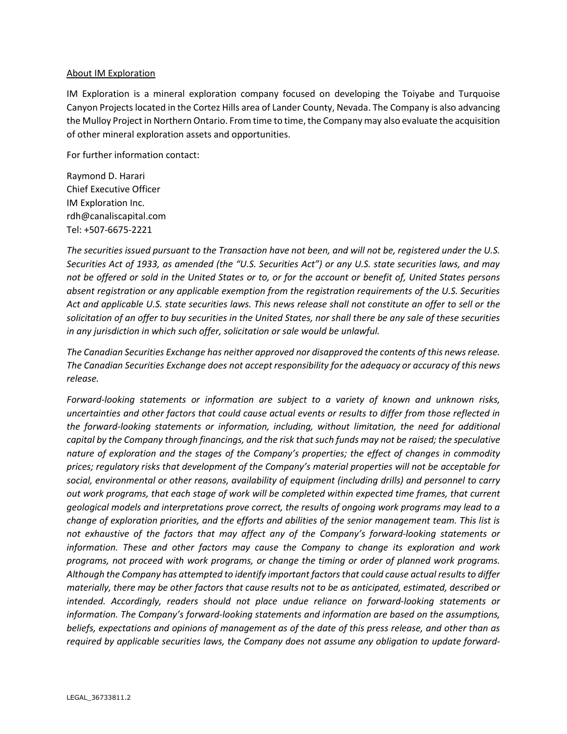About IM Exploration

IM Exploration is a mineral exploration company focused on developing the Toiyabe and Turquoise Canyon Projects located in the Cortez Hills area of Lander County, Nevada. The Company is also advancing the Mulloy Project in Northern Ontario. From time to time, the Company may also evaluate the acquisition of other mineral exploration assets and opportunities.

For further information contact:

Raymond D. Harari  
Chief Executive Officer  
IM Exploration Inc.  
rdh@canaliscapital.com  
Tel: +507-6675-2221

*The securities issued pursuant to the Transaction have not been, and will not be, registered under the U.S. Securities Act of 1933, as amended (the "U.S. Securities Act") or any U.S. state securities laws, and may not be offered or sold in the United States or to, or for the account or benefit of, United States persons absent registration or any applicable exemption from the registration requirements of the U.S. Securities Act and applicable U.S. state securities laws. This news release shall not constitute an offer to sell or the solicitation of an offer to buy securities in the United States, nor shall there be any sale of these securities in any jurisdiction in which such offer, solicitation or sale would be unlawful.*

*The Canadian Securities Exchange has neither approved nor disapproved the contents of this news release. The Canadian Securities Exchange does not accept responsibility for the adequacy or accuracy of this news release.*

*Forward-looking statements or information are subject to a variety of known and unknown risks, uncertainties and other factors that could cause actual events or results to differ from those reflected in the forward-looking statements or information, including, without limitation, the need for additional capital by the Company through financings, and the risk that such funds may not be raised; the speculative nature of exploration and the stages of the Company's properties; the effect of changes in commodity prices; regulatory risks that development of the Company's material properties will not be acceptable for social, environmental or other reasons, availability of equipment (including drills) and personnel to carry out work programs, that each stage of work will be completed within expected time frames, that current geological models and interpretations prove correct, the results of ongoing work programs may lead to a change of exploration priorities, and the efforts and abilities of the senior management team. This list is not exhaustive of the factors that may affect any of the Company's forward-looking statements or information. These and other factors may cause the Company to change its exploration and work programs, not proceed with work programs, or change the timing or order of planned work programs. Although the Company has attempted to identify important factors that could cause actual results to differ materially, there may be other factors that cause results not to be as anticipated, estimated, described or intended. Accordingly, readers should not place undue reliance on forward-looking statements or information. The Company's forward-looking statements and information are based on the assumptions, beliefs, expectations and opinions of management as of the date of this press release, and other than as required by applicable securities laws, the Company does not assume any obligation to update forward-*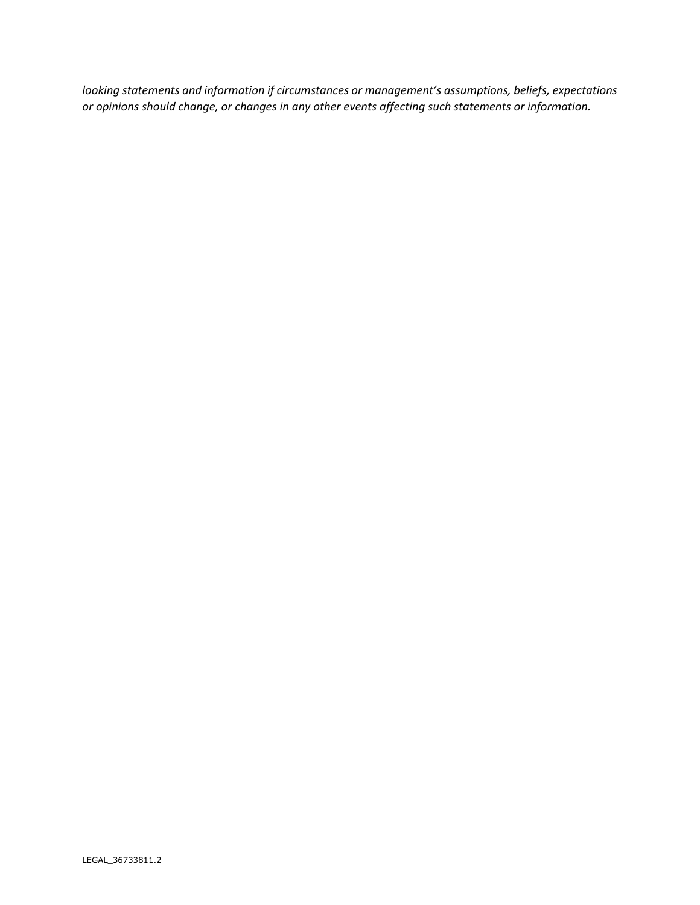*looking statements and information if circumstances or management's assumptions, beliefs, expectations or opinions should change, or changes in any other events affecting such statements or information.*

LEGAL_36733811.2